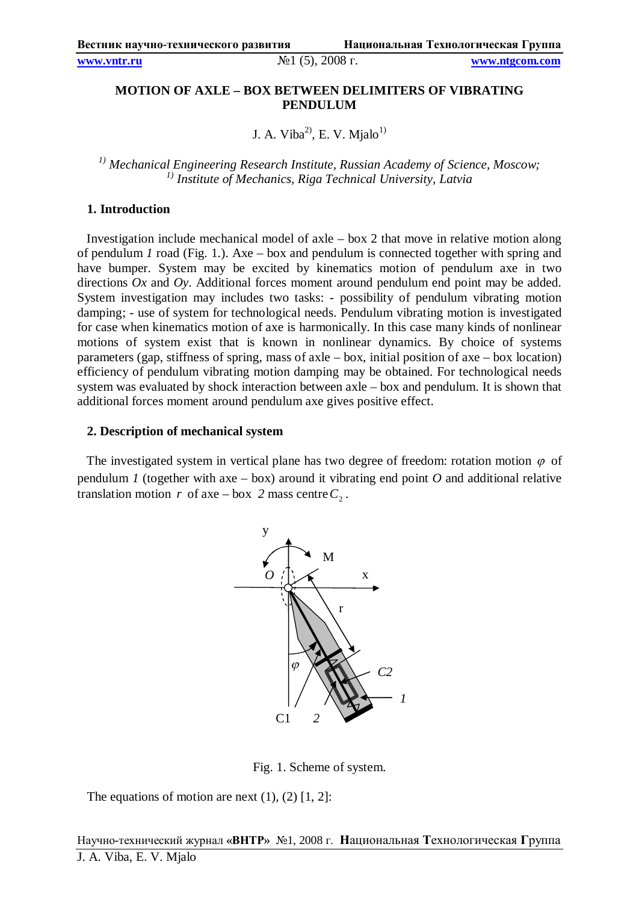# MOTION OF AXLE – BOX BETWEEN DELIMITERS OF VIBRATING PENDULUM

J. A. Viba[2)], E. V. Mjalo[1)]

*[1)] Mechanical Engineering Research Institute, Russian Academy of Science, Moscow;*
*[1)] Institute of Mechanics, Riga Technical University, Latvia*

## 1. Introduction

Investigation include mechanical model of axle – box 2 that move in relative motion along of pendulum *1* road (Fig. 1.). Axe – box and pendulum is connected together with spring and have bumper. System may be excited by kinematics motion of pendulum axe in two directions *Ox* and *Oy*. Additional forces moment around pendulum end point may be added. System investigation may includes two tasks: - possibility of pendulum vibrating motion damping; - use of system for technological needs. Pendulum vibrating motion is investigated for case when kinematics motion of axe is harmonically. In this case many kinds of nonlinear motions of system exist that is known in nonlinear dynamics. By choice of systems parameters (gap, stiffness of spring, mass of axle – box, initial position of axe – box location) efficiency of pendulum vibrating motion damping may be obtained. For technological needs system was evaluated by shock interaction between axle – box and pendulum. It is shown that additional forces moment around pendulum axe gives positive effect.

## 2. Description of mechanical system

The investigated system in vertical plane has two degree of freedom: rotation motion $\varphi$ of pendulum *1* (together with axe – box) around it vibrating end point *O* and additional relative translation motion $r$ of axe – box *2* mass centre $C_2$.

Fig. 1. Scheme of system.

The equations of motion are next (1), (2) [1, 2]: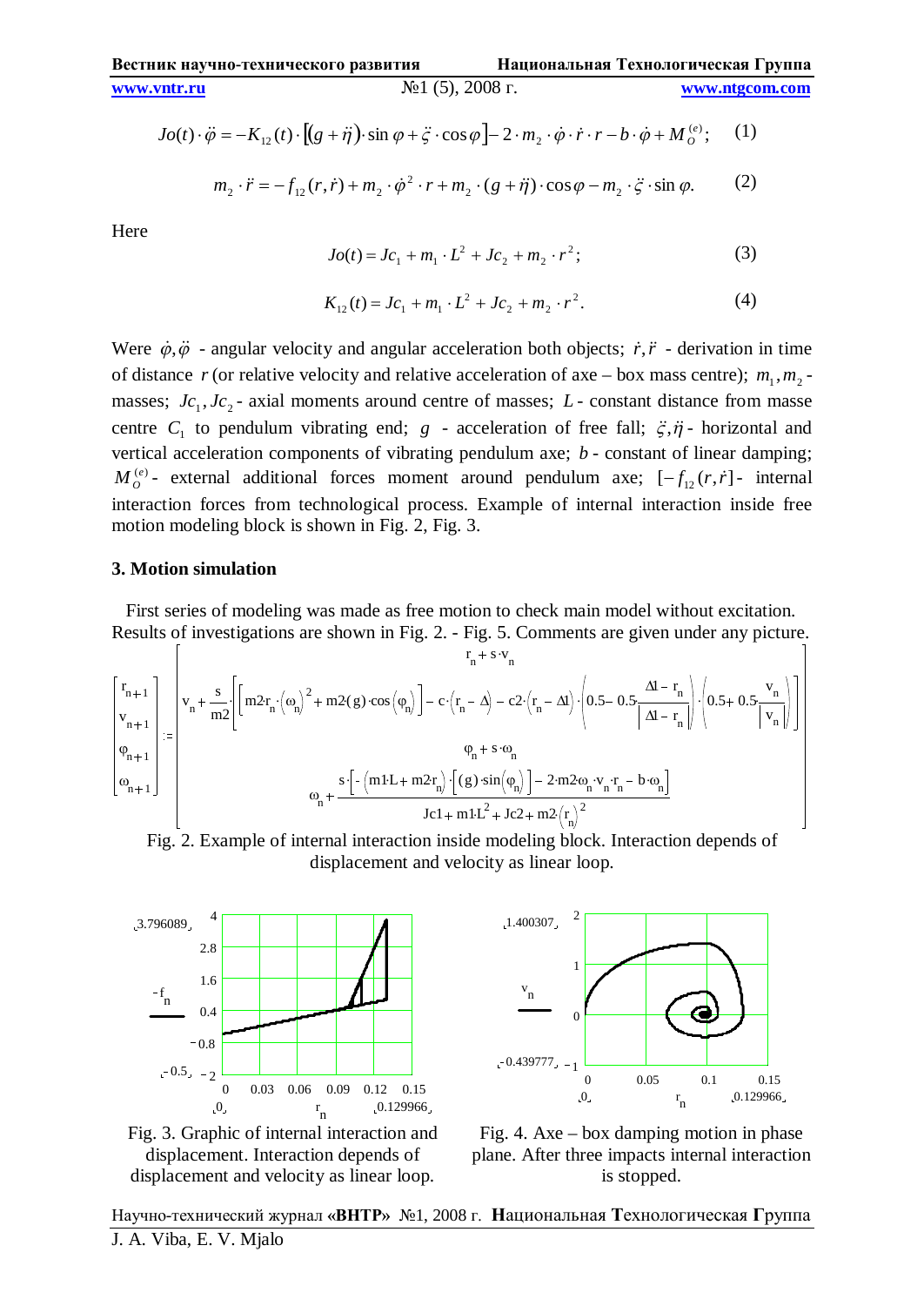$$Jo(t)\cdot\ddot{\varphi} = -K_{12}(t)\cdot\left[(g+\ddot{\eta})\cdot\sin\varphi + \ddot{\zeta}\cdot\cos\varphi\right] - 2\cdot m_2\cdot\dot{\varphi}\cdot\dot{r}\cdot r - b\cdot\dot{\varphi} + M_O^{(e)}; \quad (1)$$

$$m_2\cdot\ddot{r} = -f_{12}(r,\dot{r}) + m_2\cdot\dot{\varphi}^2\cdot r + m_2\cdot(g+\ddot{\eta})\cdot\cos\varphi - m_2\cdot\ddot{\zeta}\cdot\sin\varphi. \quad (2)$$

Here

$$Jo(t) = Jc_1 + m_1\cdot L^2 + Jc_2 + m_2\cdot r^2; \quad (3)$$

$$K_{12}(t) = Jc_1 + m_1\cdot L^2 + Jc_2 + m_2\cdot r^2. \quad (4)$$

Were $\dot{\varphi},\ddot{\varphi}$ - angular velocity and angular acceleration both objects; $\dot{r},\ddot{r}$ - derivation in time of distance $r$ (or relative velocity and relative acceleration of axe – box mass centre); $m_1, m_2$ - masses; $Jc_1, Jc_2$ - axial moments around centre of masses; $L$ - constant distance from masse centre $C_1$ to pendulum vibrating end; $g$ - acceleration of free fall; $\ddot{\zeta},\ddot{\eta}$ - horizontal and vertical acceleration components of vibrating pendulum axe; $b$ - constant of linear damping; $M_O^{(e)}$ - external additional forces moment around pendulum axe; $[-f_{12}(r,\dot{r})]$ - internal interaction forces from technological process. Example of internal interaction inside free motion modeling block is shown in Fig. 2, Fig. 3.

### 3. Motion simulation

First series of modeling was made as free motion to check main model without excitation. Results of investigations are shown in Fig. 2. - Fig. 5. Comments are given under any picture.

$$\begin{bmatrix} r_{n+1} \\ v_{n+1} \\ \varphi_{n+1} \\ \omega_{n+1} \end{bmatrix} := \begin{bmatrix} r_n + s\cdot v_n \\ v_n + \dfrac{s}{m2}\cdot\left[\left[m2\cdot r_n\cdot(\omega_n)^2 + m2\cdot(g)\cdot\cos(\varphi_n)\right] - c\cdot(r_n - \Delta) - c2\cdot(r_n - \Delta l)\cdot\left(0.5 - 0.5\dfrac{\Delta l - r_n}{|\Delta l - r_n|}\right)\cdot\left(0.5 + 0.5\dfrac{v_n}{|v_n|}\right)\right] \\ \varphi_n + s\cdot\omega_n \\ \omega_n + \dfrac{s\cdot\left[-(m1\cdot L + m2\cdot r_n)\cdot\left[(g)\cdot\sin(\varphi_n)\right] - 2\cdot m2\cdot\omega_n\cdot v_n\cdot r_n - b\cdot\omega_n\right]}{Jc1 + m1\cdot L^2 + Jc2 + m2\cdot(r_n)^2} \end{bmatrix}$$

Fig. 2. Example of internal interaction inside modeling block. Interaction depends of displacement and velocity as linear loop.

Fig. 3. Graphic of internal interaction and displacement. Interaction depends of displacement and velocity as linear loop.

Fig. 4. Axe – box damping motion in phase plane. After three impacts internal interaction is stopped.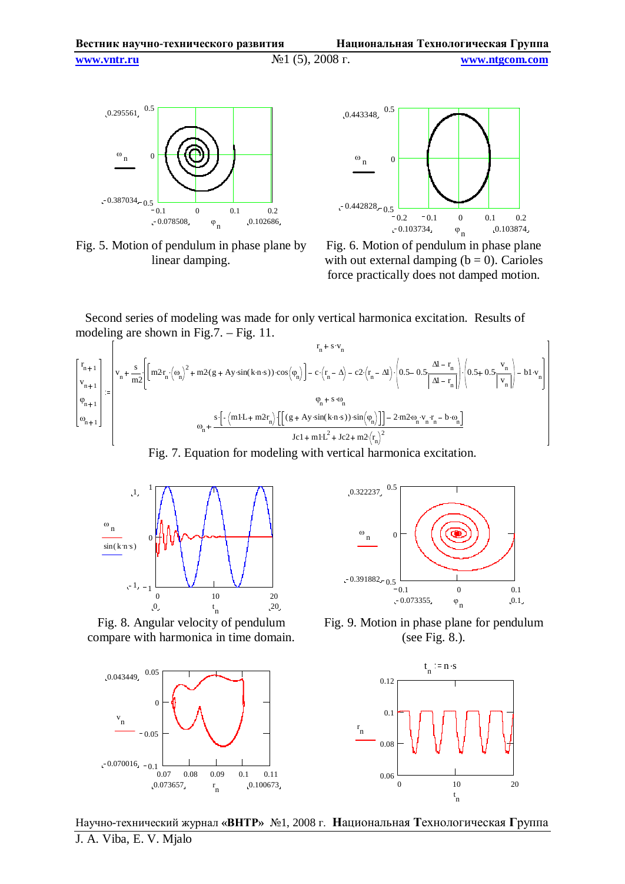Fig. 5. Motion of pendulum in phase plane by linear damping.

Fig. 6. Motion of pendulum in phase plane with out external damping (b = 0). Carioles force practically does not damped motion.

Second series of modeling was made for only vertical harmonica excitation. Results of modeling are shown in Fig.7. – Fig. 11.

$$
\begin{pmatrix} r_{n+1} \\ v_{n+1} \\ \varphi_{n+1} \\ \omega_{n+1} \end{pmatrix} :=
\begin{bmatrix}
r_n + s \cdot v_n \\
v_n + \dfrac{s}{m2} \cdot \left[ \left[ m2 r_n \cdot (\omega_n)^2 + m2 (g + Ay \cdot \sin(k \cdot n \cdot s)) \cdot \cos(\varphi_n) \right] - c \cdot (r_n - \Delta) - c2 \cdot (r_n - \Delta 1) \cdot \left( 0.5 - 0.5 \dfrac{\Delta 1 - r_n}{|\Delta 1 - r_n|} \right) \cdot \left( 0.5 + 0.5 \dfrac{v_n}{|v_n|} \right) - b1 \cdot v_n \right] \\
\varphi_n + s \cdot \omega_n \\
\omega_n + \dfrac{s \cdot \left[ -(m1 L + m2 r_n) \cdot \left[ \left[ (g + Ay \cdot \sin(k \cdot n \cdot s)) \cdot \sin(\varphi_n) \right] \right] - 2 \cdot m2 \omega_n \cdot v_n \cdot r_n - b \cdot \omega_n \right]}{Jc1 + m1 L^2 + Jc2 + m2 \cdot (r_n)^2}
\end{bmatrix}
$$

Fig. 7. Equation for modeling with vertical harmonica excitation.

Fig. 8. Angular velocity of pendulum compare with harmonica in time domain.

Fig. 9. Motion in phase plane for pendulum (see Fig. 8.).

$t_n := n \cdot s$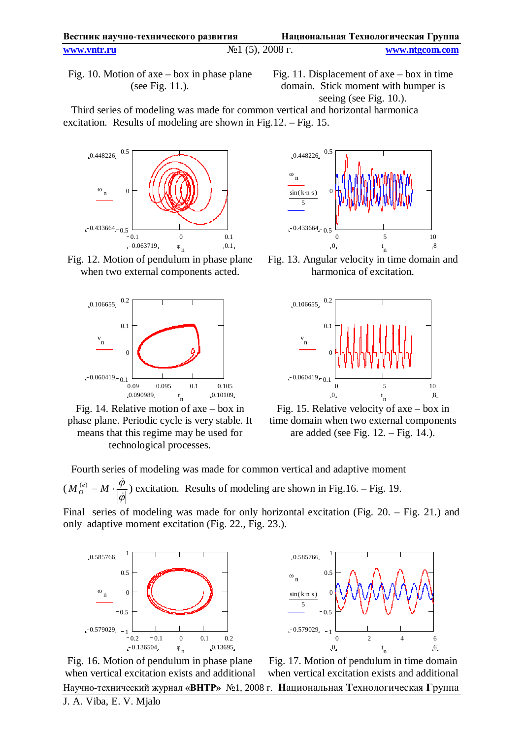Fig. 10. Motion of axe – box in phase plane (see Fig. 11.).

Fig. 11. Displacement of axe – box in time domain. Stick moment with bumper is seeing (see Fig. 10.).

Third series of modeling was made for common vertical and horizontal harmonica excitation. Results of modeling are shown in Fig.12. – Fig. 15.

Fig. 12. Motion of pendulum in phase plane when two external components acted.

Fig. 13. Angular velocity in time domain and harmonica of excitation.

Fig. 14. Relative motion of axe – box in phase plane. Periodic cycle is very stable. It means that this regime may be used for technological processes.

Fig. 15. Relative velocity of axe – box in time domain when two external components are added (see Fig. 12. – Fig. 14.).

Fourth series of modeling was made for common vertical and adaptive moment ($M_O^{(e)} = M \cdot \frac{\dot{\varphi}}{|\dot{\varphi}|}$) excitation. Results of modeling are shown in Fig.16. – Fig. 19.

Final series of modeling was made for only horizontal excitation (Fig. 20. – Fig. 21.) and only adaptive moment excitation (Fig. 22., Fig. 23.).

Fig. 16. Motion of pendulum in phase plane when vertical excitation exists and additional

Fig. 17. Motion of pendulum in time domain when vertical excitation exists and additional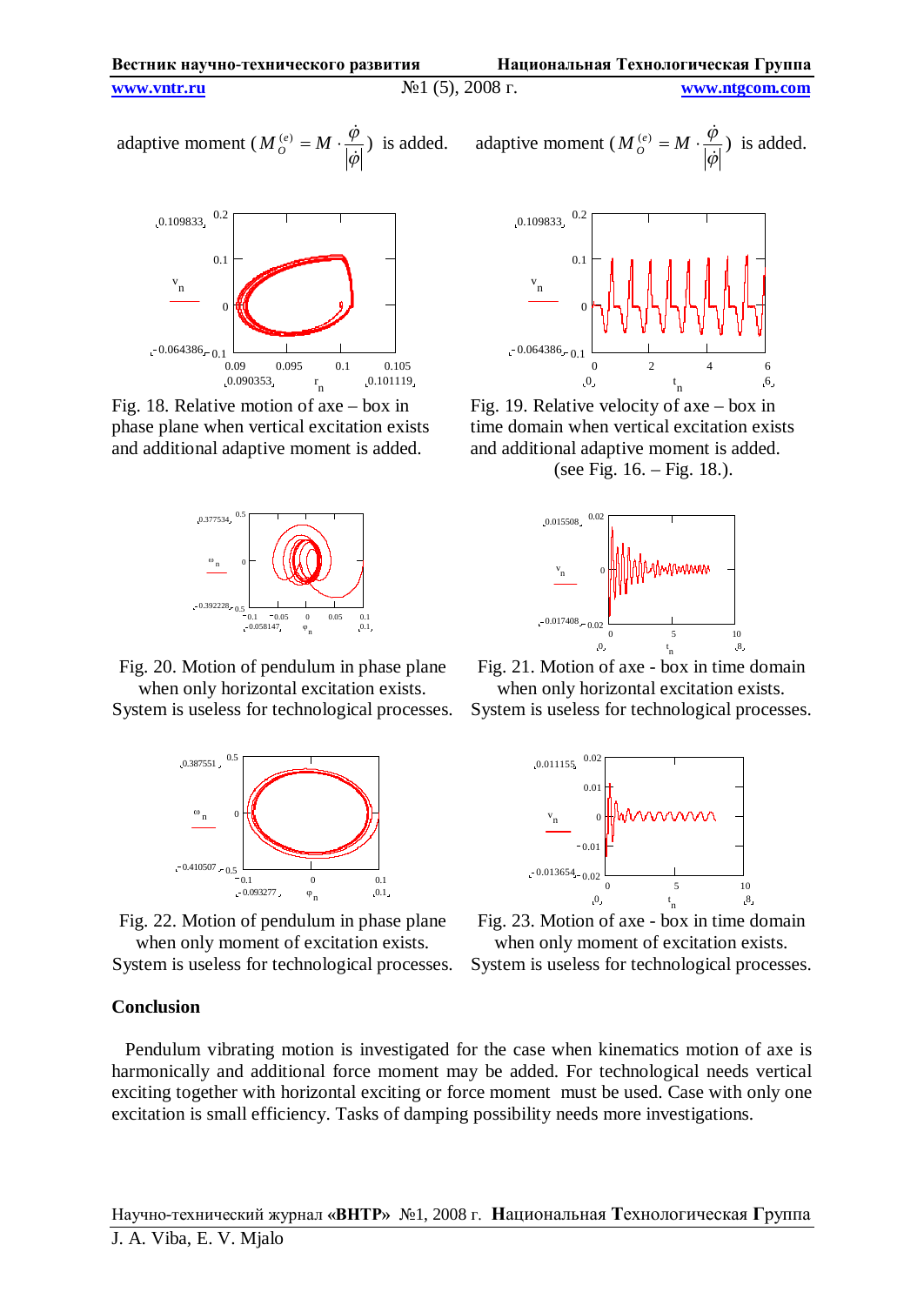adaptive moment ($M_O^{(e)} = M \cdot \frac{\dot{\varphi}}{|\dot{\varphi}|}$) is added.

adaptive moment ($M_O^{(e)} = M \cdot \frac{\dot{\varphi}}{|\dot{\varphi}|}$) is added.

Fig. 18. Relative motion of axe – box in phase plane when vertical excitation exists and additional adaptive moment is added.

Fig. 19. Relative velocity of axe – box in time domain when vertical excitation exists and additional adaptive moment is added. (see Fig. 16. – Fig. 18.).

Fig. 20. Motion of pendulum in phase plane when only horizontal excitation exists. System is useless for technological processes.

Fig. 21. Motion of axe - box in time domain when only horizontal excitation exists. System is useless for technological processes.

Fig. 22. Motion of pendulum in phase plane when only moment of excitation exists. System is useless for technological processes.

Fig. 23. Motion of axe - box in time domain when only moment of excitation exists. System is useless for technological processes.

## Conclusion

Pendulum vibrating motion is investigated for the case when kinematics motion of axe is harmonically and additional force moment may be added. For technological needs vertical exciting together with horizontal exciting or force moment must be used. Case with only one excitation is small efficiency. Tasks of damping possibility needs more investigations.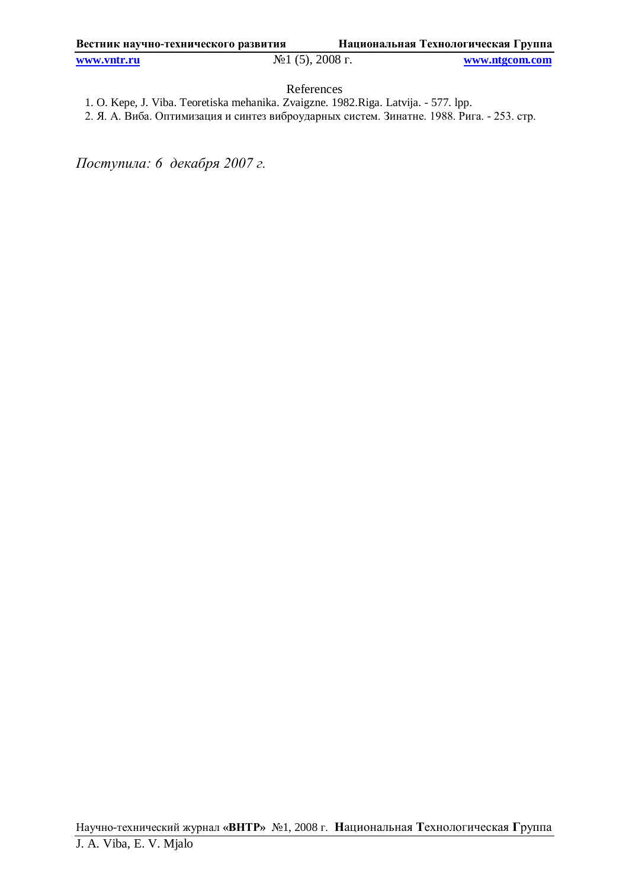References

1. O. Kepe, J. Viba. Teoretiska mehanika. Zvaigzne. 1982.Riga. Latvija. - 577. lpp.
2. Я. А. Виба. Оптимизация и синтез виброударных систем. Зинатне. 1988. Рига. - 253. стр.

*Поступила: 6 декабря 2007 г.*